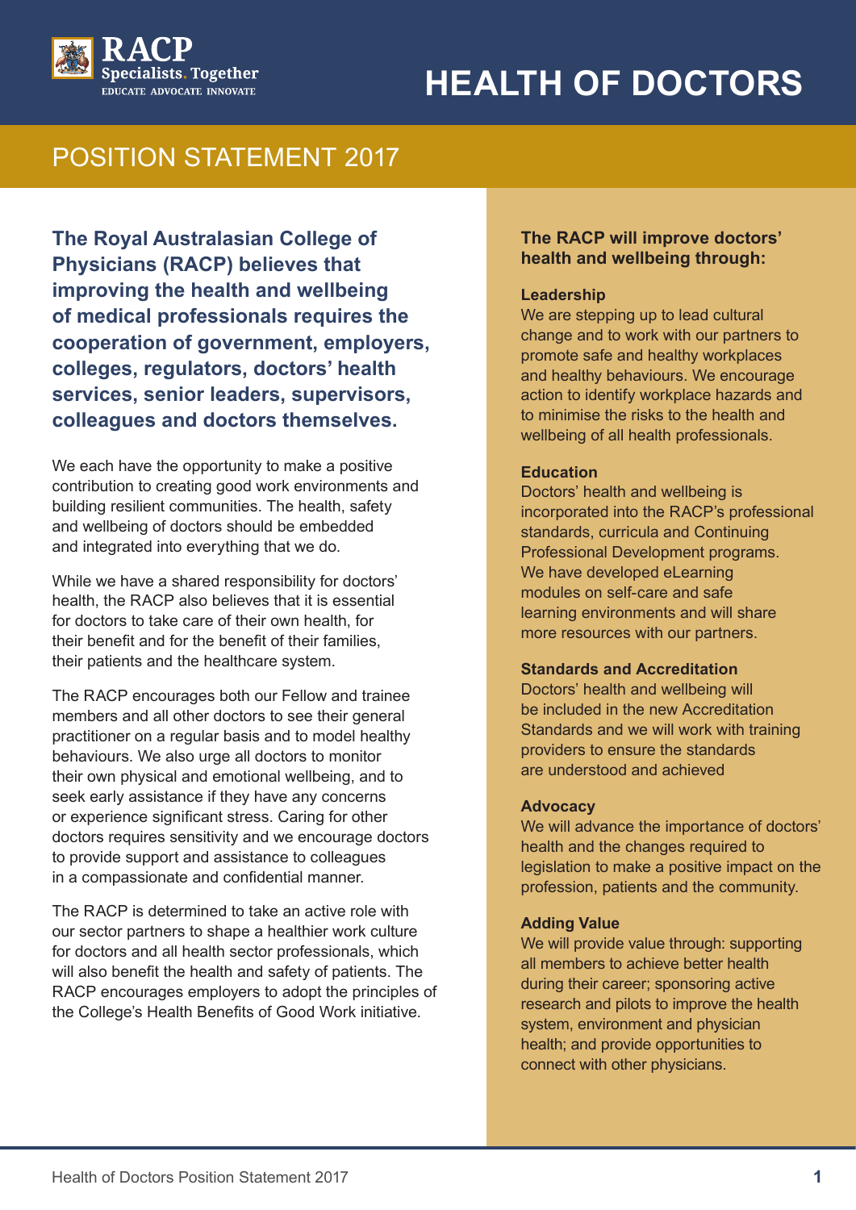RACP
Specialists. Together
EDUCATE ADVOCATE INNOVATE

# HEALTH OF DOCTORS

## POSITION STATEMENT 2017

**The Royal Australasian College of Physicians (RACP) believes that improving the health and wellbeing of medical professionals requires the cooperation of government, employers, colleges, regulators, doctors' health services, senior leaders, supervisors, colleagues and doctors themselves.**

We each have the opportunity to make a positive contribution to creating good work environments and building resilient communities. The health, safety and wellbeing of doctors should be embedded and integrated into everything that we do.

While we have a shared responsibility for doctors' health, the RACP also believes that it is essential for doctors to take care of their own health, for their benefit and for the benefit of their families, their patients and the healthcare system.

The RACP encourages both our Fellow and trainee members and all other doctors to see their general practitioner on a regular basis and to model healthy behaviours. We also urge all doctors to monitor their own physical and emotional wellbeing, and to seek early assistance if they have any concerns or experience significant stress. Caring for other doctors requires sensitivity and we encourage doctors to provide support and assistance to colleagues in a compassionate and confidential manner.

The RACP is determined to take an active role with our sector partners to shape a healthier work culture for doctors and all health sector professionals, which will also benefit the health and safety of patients. The RACP encourages employers to adopt the principles of the College's Health Benefits of Good Work initiative.

### The RACP will improve doctors' health and wellbeing through:

**Leadership**
We are stepping up to lead cultural change and to work with our partners to promote safe and healthy workplaces and healthy behaviours. We encourage action to identify workplace hazards and to minimise the risks to the health and wellbeing of all health professionals.

**Education**
Doctors' health and wellbeing is incorporated into the RACP's professional standards, curricula and Continuing Professional Development programs. We have developed eLearning modules on self-care and safe learning environments and will share more resources with our partners.

**Standards and Accreditation**
Doctors' health and wellbeing will be included in the new Accreditation Standards and we will work with training providers to ensure the standards are understood and achieved

**Advocacy**
We will advance the importance of doctors' health and the changes required to legislation to make a positive impact on the profession, patients and the community.

**Adding Value**
We will provide value through: supporting all members to achieve better health during their career; sponsoring active research and pilots to improve the health system, environment and physician health; and provide opportunities to connect with other physicians.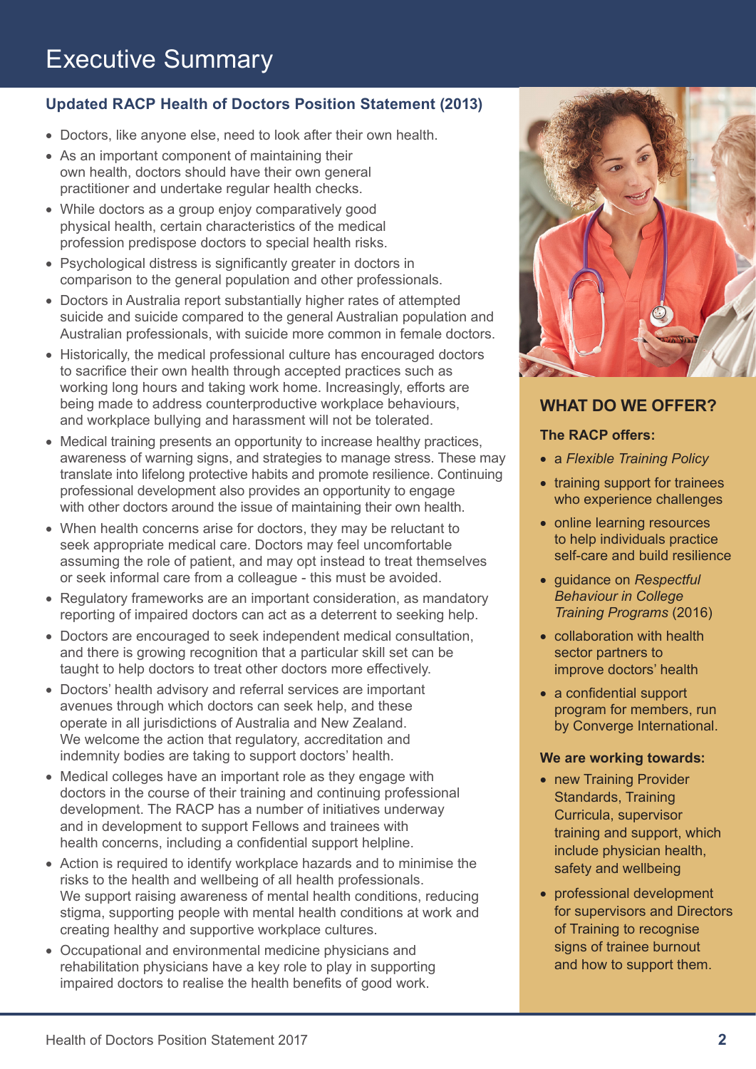# Executive Summary

## Updated RACP Health of Doctors Position Statement (2013)

- Doctors, like anyone else, need to look after their own health.
- As an important component of maintaining their own health, doctors should have their own general practitioner and undertake regular health checks.
- While doctors as a group enjoy comparatively good physical health, certain characteristics of the medical profession predispose doctors to special health risks.
- Psychological distress is significantly greater in doctors in comparison to the general population and other professionals.
- Doctors in Australia report substantially higher rates of attempted suicide and suicide compared to the general Australian population and Australian professionals, with suicide more common in female doctors.
- Historically, the medical professional culture has encouraged doctors to sacrifice their own health through accepted practices such as working long hours and taking work home. Increasingly, efforts are being made to address counterproductive workplace behaviours, and workplace bullying and harassment will not be tolerated.
- Medical training presents an opportunity to increase healthy practices, awareness of warning signs, and strategies to manage stress. These may translate into lifelong protective habits and promote resilience. Continuing professional development also provides an opportunity to engage with other doctors around the issue of maintaining their own health.
- When health concerns arise for doctors, they may be reluctant to seek appropriate medical care. Doctors may feel uncomfortable assuming the role of patient, and may opt instead to treat themselves or seek informal care from a colleague - this must be avoided.
- Regulatory frameworks are an important consideration, as mandatory reporting of impaired doctors can act as a deterrent to seeking help.
- Doctors are encouraged to seek independent medical consultation, and there is growing recognition that a particular skill set can be taught to help doctors to treat other doctors more effectively.
- Doctors' health advisory and referral services are important avenues through which doctors can seek help, and these operate in all jurisdictions of Australia and New Zealand. We welcome the action that regulatory, accreditation and indemnity bodies are taking to support doctors' health.
- Medical colleges have an important role as they engage with doctors in the course of their training and continuing professional development. The RACP has a number of initiatives underway and in development to support Fellows and trainees with health concerns, including a confidential support helpline.
- Action is required to identify workplace hazards and to minimise the risks to the health and wellbeing of all health professionals. We support raising awareness of mental health conditions, reducing stigma, supporting people with mental health conditions at work and creating healthy and supportive workplace cultures.
- Occupational and environmental medicine physicians and rehabilitation physicians have a key role to play in supporting impaired doctors to realise the health benefits of good work.

## WHAT DO WE OFFER?

**The RACP offers:**

- a *Flexible Training Policy*
- training support for trainees who experience challenges
- online learning resources to help individuals practice self-care and build resilience
- guidance on *Respectful Behaviour in College Training Programs* (2016)
- collaboration with health sector partners to improve doctors' health
- a confidential support program for members, run by Converge International.

**We are working towards:**

- new Training Provider Standards, Training Curricula, supervisor training and support, which include physician health, safety and wellbeing
- professional development for supervisors and Directors of Training to recognise signs of trainee burnout and how to support them.